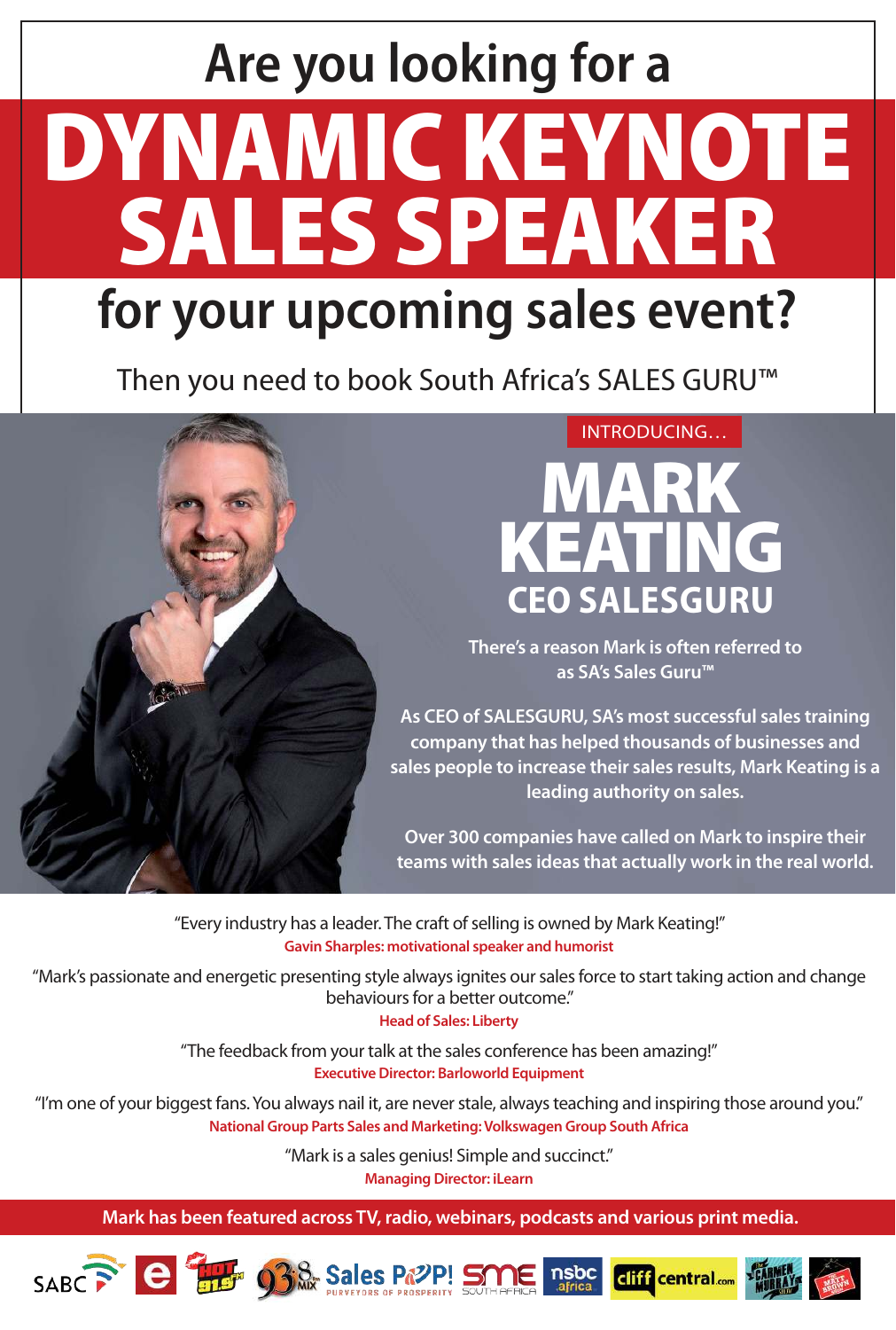# Are you looking for a

# DYNAMIC KEYNOTE SALES SPEAKER

# for your upcoming sales event?

Then you need to book South Africa's SALES GURU™

INTRODUCING…

## MARK KEATING

### CEO SALESGURU

**There's a reason Mark is often referred to as SA's Sales Guru™**

**As CEO of SALESGURU, SA's most successful sales training company that has helped thousands of businesses and sales people to increase their sales results, Mark Keating is a leading authority on sales.**

**Over 300 companies have called on Mark to inspire their teams with sales ideas that actually work in the real world.**

"Every industry has a leader. The craft of selling is owned by Mark Keating!"
**Gavin Sharples: motivational speaker and humorist**

"Mark's passionate and energetic presenting style always ignites our sales force to start taking action and change behaviours for a better outcome."
**Head of Sales: Liberty**

"The feedback from your talk at the sales conference has been amazing!"
**Executive Director: Barloworld Equipment**

"I'm one of your biggest fans. You always nail it, are never stale, always teaching and inspiring those around you."
**National Group Parts Sales and Marketing: Volkswagen Group South Africa**

"Mark is a sales genius! Simple and succinct."
**Managing Director: iLearn**

**Mark has been featured across TV, radio, webinars, podcasts and various print media.**

SABC · e · HOT 91.9 FM · 93.8 MIX · Sales POP! PURVEYORS OF PROSPERITY · SME SOUTH AFRICA · nsbc africa · cliff central.com · THE CARMEN MURRAY SHOW · THE MATT BROWN SHOW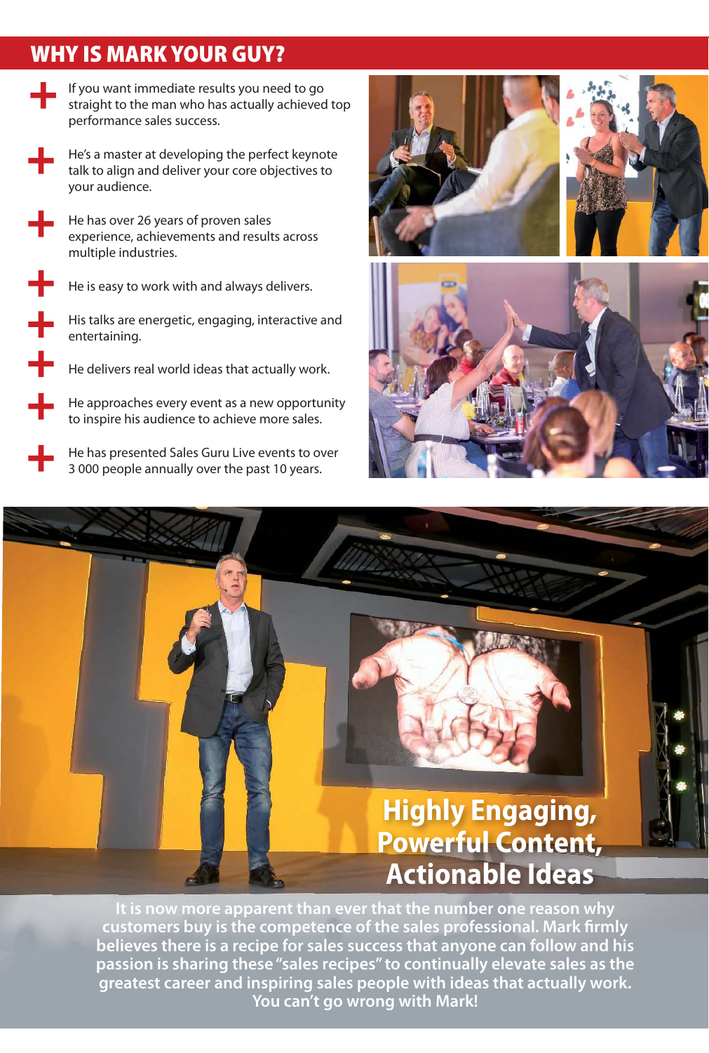## WHY IS MARK YOUR GUY?

- If you want immediate results you need to go straight to the man who has actually achieved top performance sales success.
- He's a master at developing the perfect keynote talk to align and deliver your core objectives to your audience.
- He has over 26 years of proven sales experience, achievements and results across multiple industries.
- He is easy to work with and always delivers.
- His talks are energetic, engaging, interactive and entertaining.
- He delivers real world ideas that actually work.
- He approaches every event as a new opportunity to inspire his audience to achieve more sales.
- He has presented Sales Guru Live events to over 3 000 people annually over the past 10 years.

## Highly Engaging, Powerful Content, Actionable Ideas

**It is now more apparent than ever that the number one reason why customers buy is the competence of the sales professional. Mark firmly believes there is a recipe for sales success that anyone can follow and his passion is sharing these "sales recipes" to continually elevate sales as the greatest career and inspiring sales people with ideas that actually work. You can't go wrong with Mark!**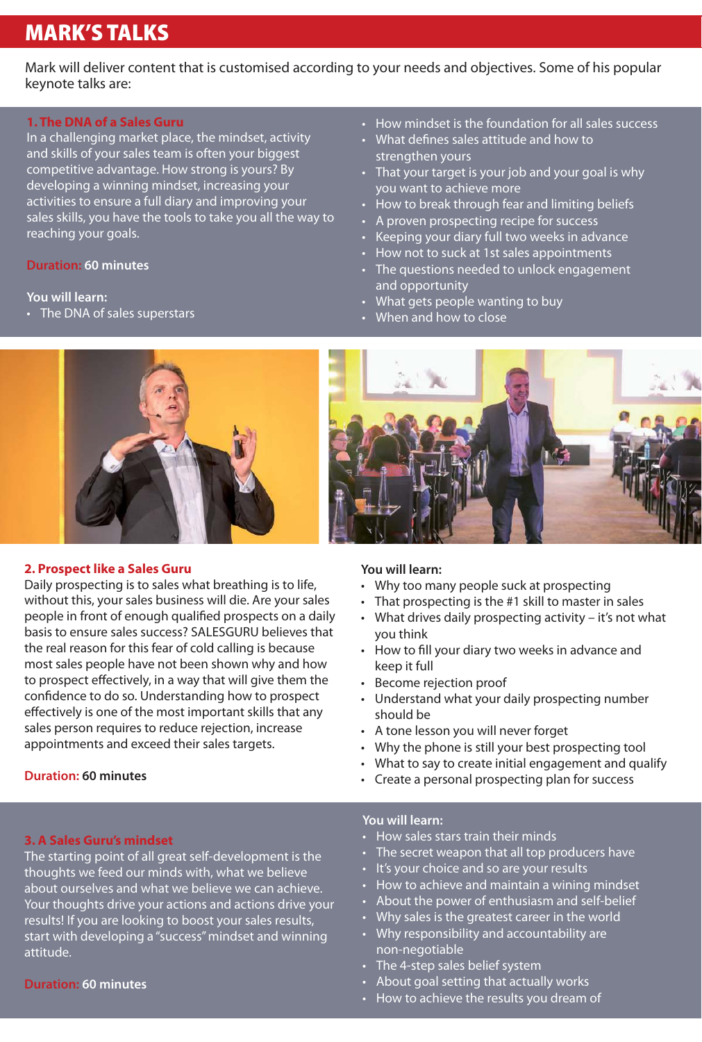# MARK'S TALKS

Mark will deliver content that is customised according to your needs and objectives. Some of his popular keynote talks are:

## 1. The DNA of a Sales Guru

In a challenging market place, the mindset, activity and skills of your sales team is often your biggest competitive advantage. How strong is yours? By developing a winning mindset, increasing your activities to ensure a full diary and improving your sales skills, you have the tools to take you all the way to reaching your goals.

**Duration:** 60 minutes

**You will learn:**

- The DNA of sales superstars
- How mindset is the foundation for all sales success
- What defines sales attitude and how to strengthen yours
- That your target is your job and your goal is why you want to achieve more
- How to break through fear and limiting beliefs
- A proven prospecting recipe for success
- Keeping your diary full two weeks in advance
- How not to suck at 1st sales appointments
- The questions needed to unlock engagement and opportunity
- What gets people wanting to buy
- When and how to close

## 2. Prospect like a Sales Guru

Daily prospecting is to sales what breathing is to life, without this, your sales business will die. Are your sales people in front of enough qualified prospects on a daily basis to ensure sales success? SALESGURU believes that the real reason for this fear of cold calling is because most sales people have not been shown why and how to prospect effectively, in a way that will give them the confidence to do so. Understanding how to prospect effectively is one of the most important skills that any sales person requires to reduce rejection, increase appointments and exceed their sales targets.

**Duration:** 60 minutes

**You will learn:**

- Why too many people suck at prospecting
- That prospecting is the #1 skill to master in sales
- What drives daily prospecting activity – it's not what you think
- How to fill your diary two weeks in advance and keep it full
- Become rejection proof
- Understand what your daily prospecting number should be
- A tone lesson you will never forget
- Why the phone is still your best prospecting tool
- What to say to create initial engagement and qualify
- Create a personal prospecting plan for success

## 3. A Sales Guru's mindset

The starting point of all great self-development is the thoughts we feed our minds with, what we believe about ourselves and what we believe we can achieve. Your thoughts drive your actions and actions drive your results! If you are looking to boost your sales results, start with developing a "success" mindset and winning attitude.

**Duration:** 60 minutes

**You will learn:**

- How sales stars train their minds
- The secret weapon that all top producers have
- It's your choice and so are your results
- How to achieve and maintain a wining mindset
- About the power of enthusiasm and self-belief
- Why sales is the greatest career in the world
- Why responsibility and accountability are non-negotiable
- The 4-step sales belief system
- About goal setting that actually works
- How to achieve the results you dream of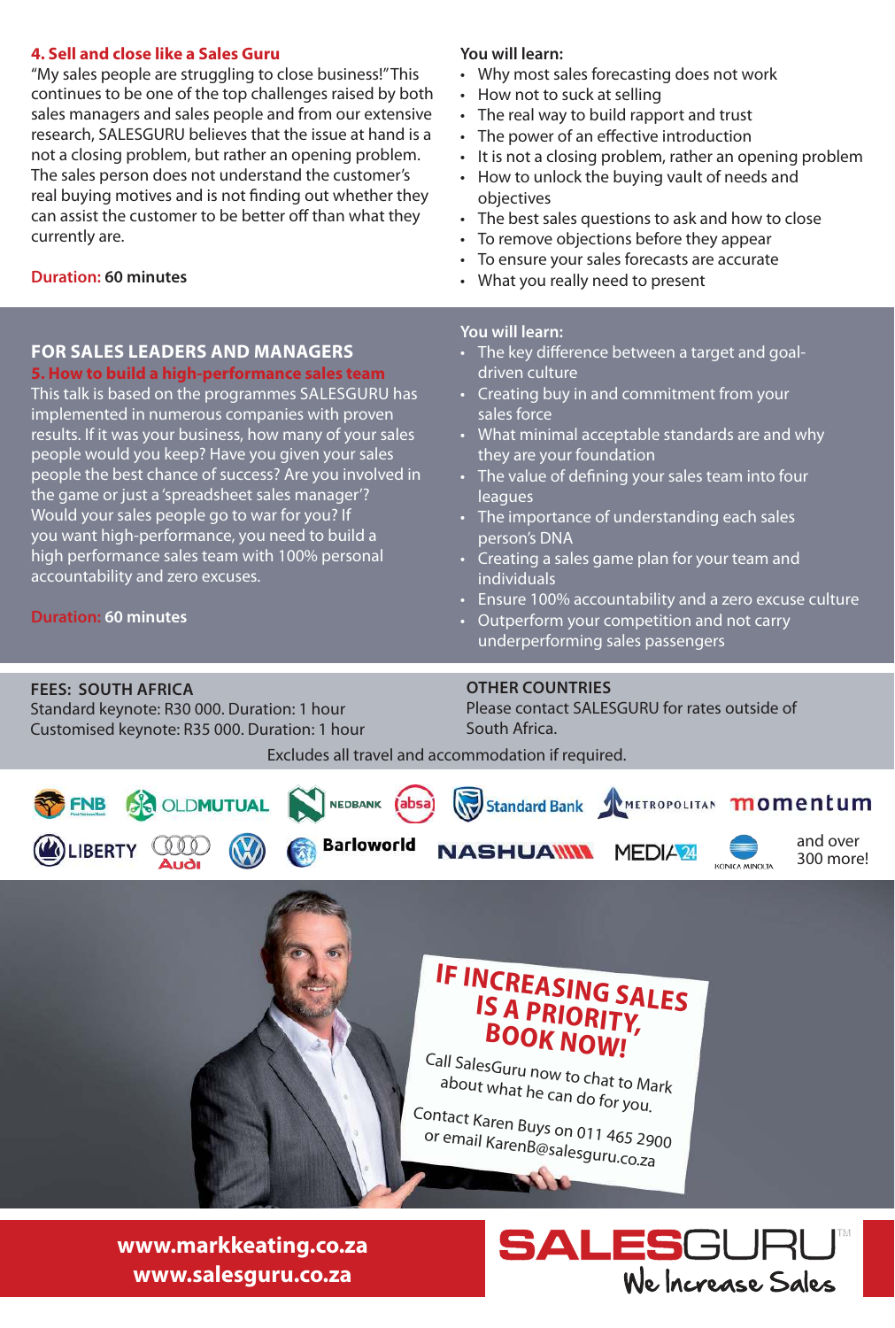### 4. Sell and close like a Sales Guru

"My sales people are struggling to close business!" This continues to be one of the top challenges raised by both sales managers and sales people and from our extensive research, SALESGURU believes that the issue at hand is a not a closing problem, but rather an opening problem. The sales person does not understand the customer's real buying motives and is not finding out whether they can assist the customer to be better off than what they currently are.

**Duration: 60 minutes**

**You will learn:**

- Why most sales forecasting does not work
- How not to suck at selling
- The real way to build rapport and trust
- The power of an effective introduction
- It is not a closing problem, rather an opening problem
- How to unlock the buying vault of needs and objectives
- The best sales questions to ask and how to close
- To remove objections before they appear
- To ensure your sales forecasts are accurate
- What you really need to present

## FOR SALES LEADERS AND MANAGERS

### 5. How to build a high-performance sales team

This talk is based on the programmes SALESGURU has implemented in numerous companies with proven results. If it was your business, how many of your sales people would you keep? Have you given your sales people the best chance of success? Are you involved in the game or just a 'spreadsheet sales manager'? Would your sales people go to war for you? If you want high-performance, you need to build a high performance sales team with 100% personal accountability and zero excuses.

**Duration: 60 minutes**

**You will learn:**

- The key difference between a target and goal-driven culture
- Creating buy in and commitment from your sales force
- What minimal acceptable standards are and why they are your foundation
- The value of defining your sales team into four leagues
- The importance of understanding each sales person's DNA
- Creating a sales game plan for your team and individuals
- Ensure 100% accountability and a zero excuse culture
- Outperform your competition and not carry underperforming sales passengers

**FEES: SOUTH AFRICA**

Standard keynote: R30 000. Duration: 1 hour
Customised keynote: R35 000. Duration: 1 hour

**OTHER COUNTRIES**

Please contact SALESGURU for rates outside of South Africa.

Excludes all travel and accommodation if required.

FNB, OLDMUTUAL, NEDBANK, absa, Standard Bank, METROPOLITAN, momentum, LIBERTY, Audi, Barloworld, NASHUA, MEDIA24, KONICA MINOLTA and over 300 more!

**IF INCREASING SALES IS A PRIORITY, BOOK NOW!**

Call SalesGuru now to chat to Mark about what he can do for you.

Contact Karen Buys on 011 465 2900 or email KarenB@salesguru.co.za

**www.markkeating.co.za**
**www.salesguru.co.za**

SALESGURU™ We Increase Sales